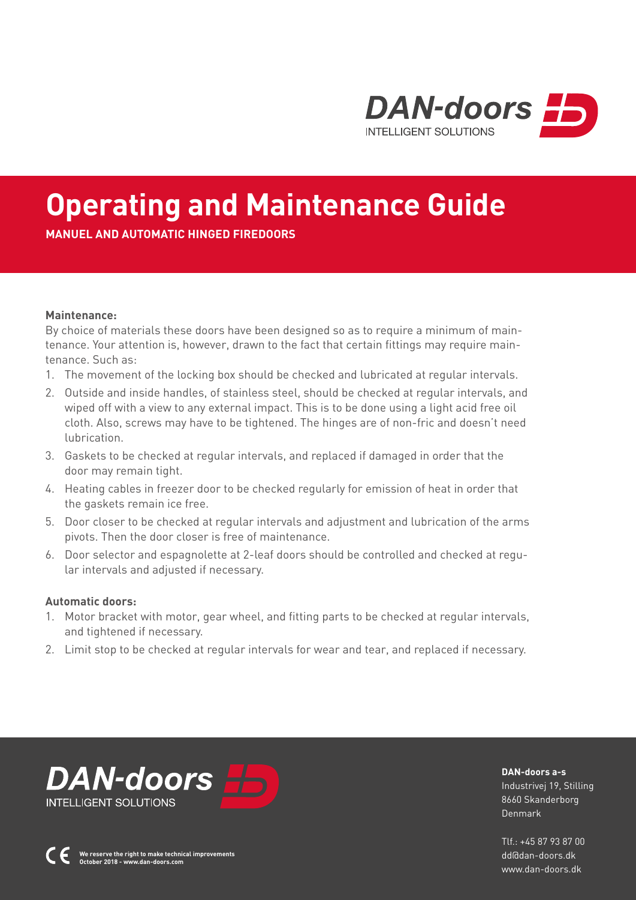DAN-doors
INTELLIGENT SOLUTIONS

# Operating and Maintenance Guide

**MANUEL AND AUTOMATIC HINGED FIREDOORS**

**Maintenance:**

By choice of materials these doors have been designed so as to require a minimum of maintenance. Your attention is, however, drawn to the fact that certain fittings may require maintenance. Such as:

1. The movement of the locking box should be checked and lubricated at regular intervals.
2. Outside and inside handles, of stainless steel, should be checked at regular intervals, and wiped off with a view to any external impact. This is to be done using a light acid free oil cloth. Also, screws may have to be tightened. The hinges are of non-fric and doesn't need lubrication.
3. Gaskets to be checked at regular intervals, and replaced if damaged in order that the door may remain tight.
4. Heating cables in freezer door to be checked regularly for emission of heat in order that the gaskets remain ice free.
5. Door closer to be checked at regular intervals and adjustment and lubrication of the arms pivots. Then the door closer is free of maintenance.
6. Door selector and espagnolette at 2-leaf doors should be controlled and checked at regular intervals and adjusted if necessary.

**Automatic doors:**

1. Motor bracket with motor, gear wheel, and fitting parts to be checked at regular intervals, and tightened if necessary.
2. Limit stop to be checked at regular intervals for wear and tear, and replaced if necessary.

DAN-doors
INTELLIGENT SOLUTIONS

CE

**We reserve the right to make technical improvements**
**October 2018 - www.dan-doors.com**

**DAN-doors a-s**
Industrivej 19, Stilling
8660 Skanderborg
Denmark

Tlf.: +45 87 93 87 00
dd@dan-doors.dk
www.dan-doors.dk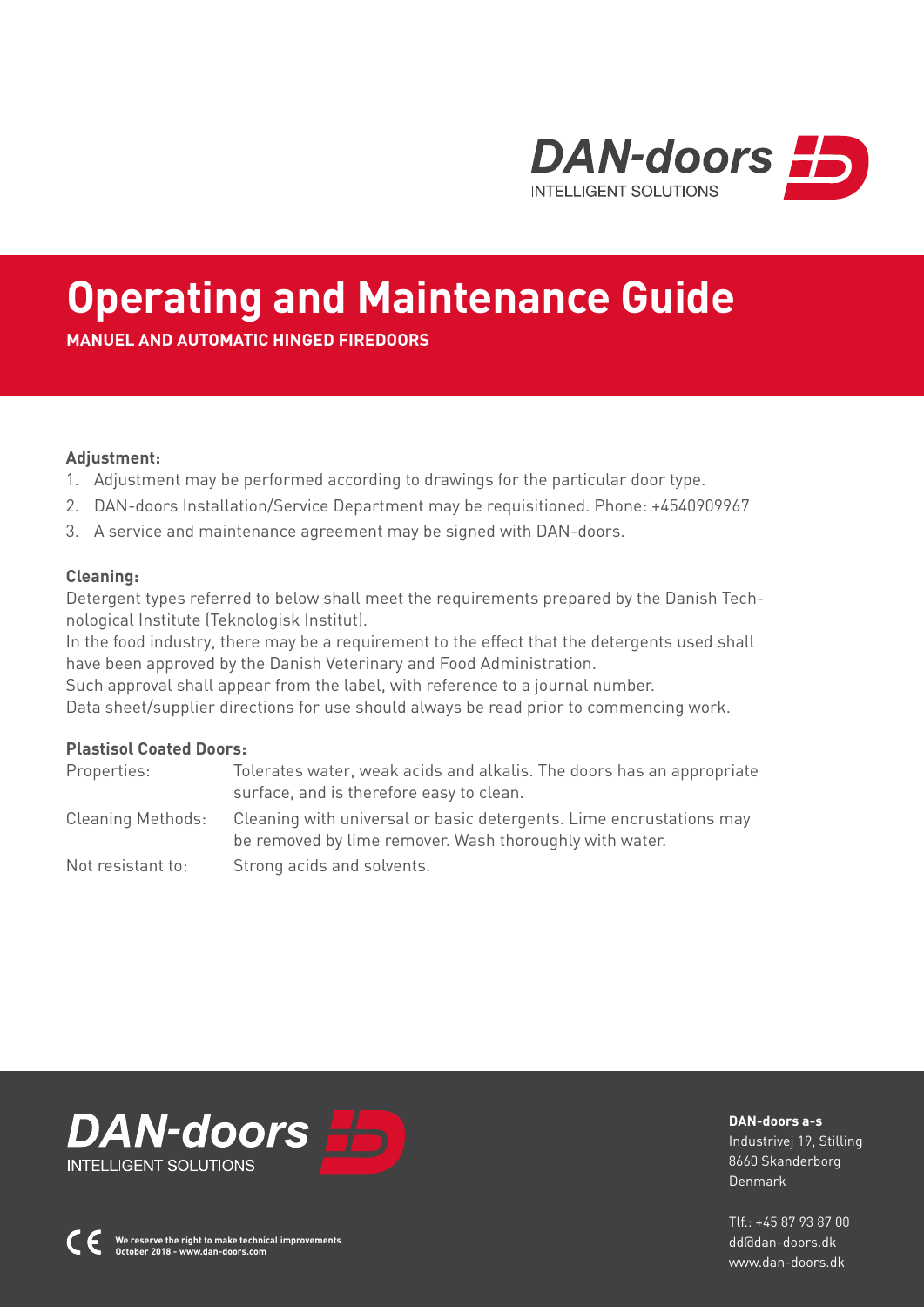# Operating and Maintenance Guide

**MANUEL AND AUTOMATIC HINGED FIREDOORS**

**Adjustment:**

1. Adjustment may be performed according to drawings for the particular door type.
2. DAN-doors Installation/Service Department may be requisitioned. Phone: +4540909967
3. A service and maintenance agreement may be signed with DAN-doors.

**Cleaning:**

Detergent types referred to below shall meet the requirements prepared by the Danish Technological Institute (Teknologisk Institut).
In the food industry, there may be a requirement to the effect that the detergents used shall have been approved by the Danish Veterinary and Food Administration.
Such approval shall appear from the label, with reference to a journal number.
Data sheet/supplier directions for use should always be read prior to commencing work.

**Plastisol Coated Doors:**

| | |
|---|---|
| Properties: | Tolerates water, weak acids and alkalis. The doors has an appropriate surface, and is therefore easy to clean. |
| Cleaning Methods: | Cleaning with universal or basic detergents. Lime encrustations may be removed by lime remover. Wash thoroughly with water. |
| Not resistant to: | Strong acids and solvents. |

**DAN-doors a-s**
Industrivej 19, Stilling
8660 Skanderborg
Denmark

Tlf.: +45 87 93 87 00
dd@dan-doors.dk
www.dan-doors.dk

We reserve the right to make technical improvements
October 2018 - www.dan-doors.com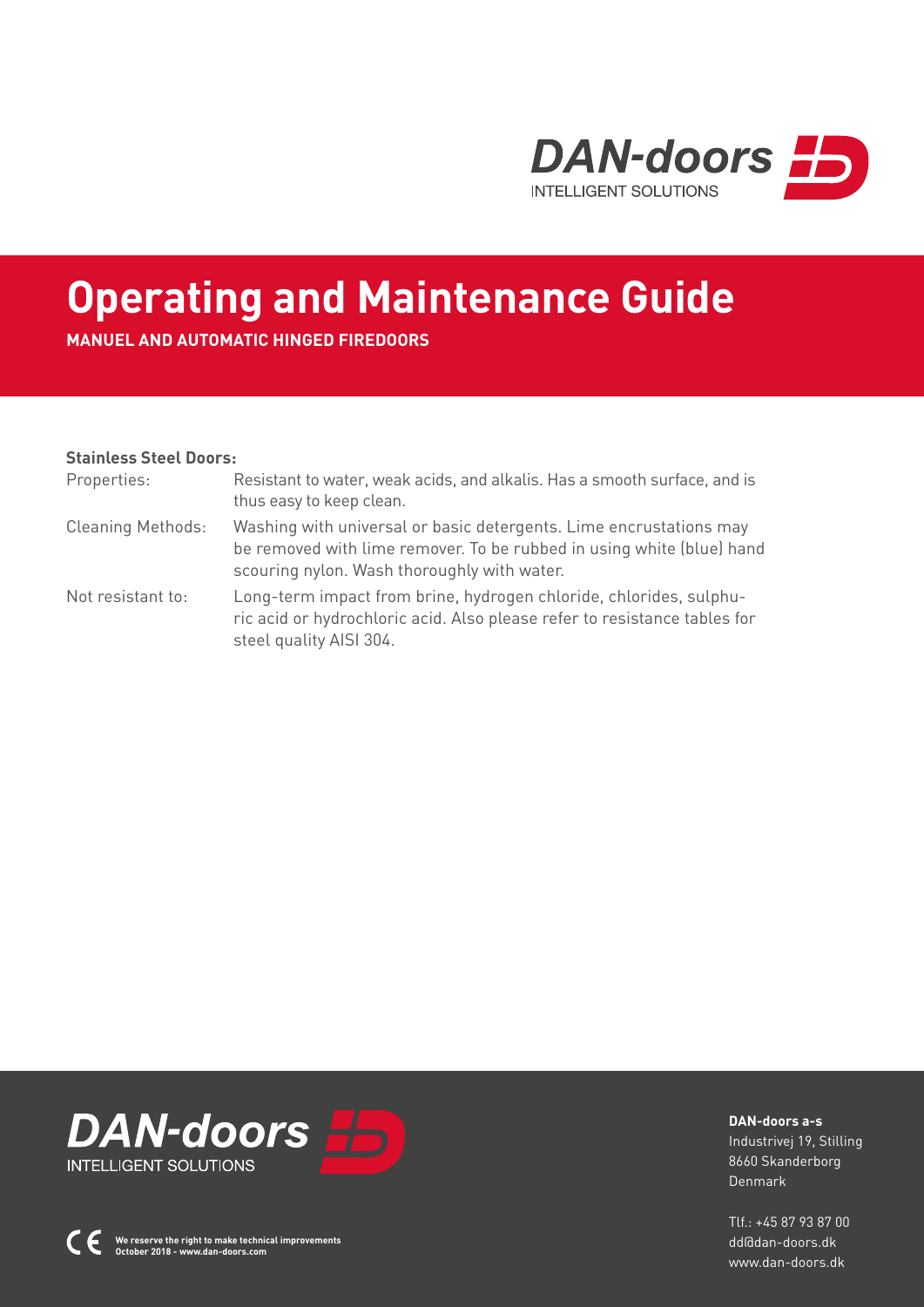DAN-doors
INTELLIGENT SOLUTIONS

# Operating and Maintenance Guide

**MANUEL AND AUTOMATIC HINGED FIREDOORS**

**Stainless Steel Doors:**

| | |
|---|---|
| Properties: | Resistant to water, weak acids, and alkalis. Has a smooth surface, and is thus easy to keep clean. |
| Cleaning Methods: | Washing with universal or basic detergents. Lime encrustations may be removed with lime remover. To be rubbed in using white (blue) hand scouring nylon. Wash thoroughly with water. |
| Not resistant to: | Long-term impact from brine, hydrogen chloride, chlorides, sulphuric acid or hydrochloric acid. Also please refer to resistance tables for steel quality AISI 304. |

DAN-doors
INTELLIGENT SOLUTIONS

**DAN-doors a-s**
Industrivej 19, Stilling
8660 Skanderborg
Denmark

Tlf.: +45 87 93 87 00
dd@dan-doors.dk
www.dan-doors.dk

CE **We reserve the right to make technical improvements**
**October 2018 - www.dan-doors.com**